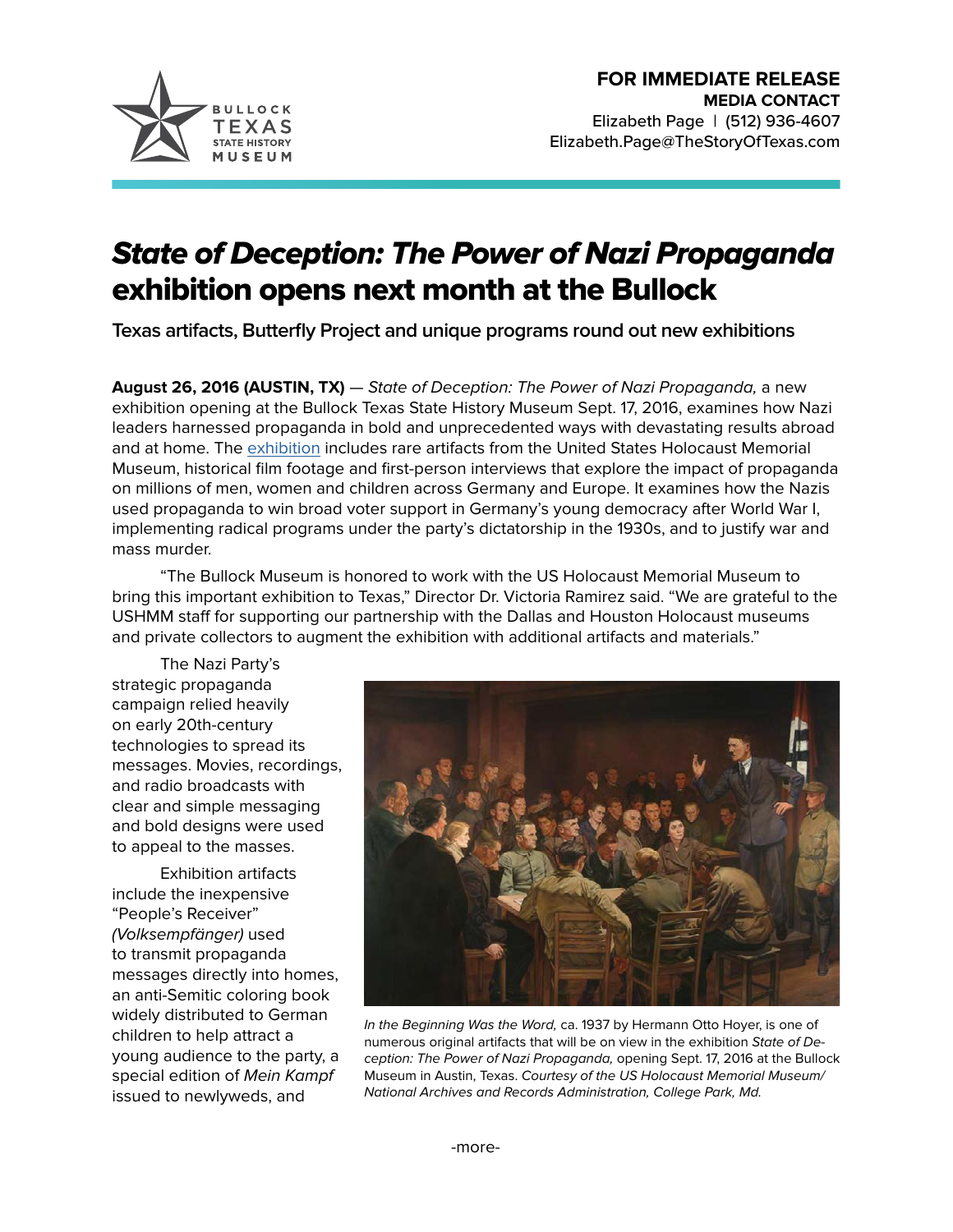BULLOCK TEXAS STATE HISTORY MUSEUM

**FOR IMMEDIATE RELEASE**
**MEDIA CONTACT**
Elizabeth Page | (512) 936-4607
Elizabeth.Page@TheStoryOfTexas.com

# *State of Deception: The Power of Nazi Propaganda* exhibition opens next month at the Bullock

### Texas artifacts, Butterfly Project and unique programs round out new exhibitions

**August 26, 2016 (AUSTIN, TX)** — *State of Deception: The Power of Nazi Propaganda,* a new exhibition opening at the Bullock Texas State History Museum Sept. 17, 2016, examines how Nazi leaders harnessed propaganda in bold and unprecedented ways with devastating results abroad and at home. The exhibition includes rare artifacts from the United States Holocaust Memorial Museum, historical film footage and first-person interviews that explore the impact of propaganda on millions of men, women and children across Germany and Europe. It examines how the Nazis used propaganda to win broad voter support in Germany's young democracy after World War I, implementing radical programs under the party's dictatorship in the 1930s, and to justify war and mass murder.

"The Bullock Museum is honored to work with the US Holocaust Memorial Museum to bring this important exhibition to Texas," Director Dr. Victoria Ramirez said. "We are grateful to the USHMM staff for supporting our partnership with the Dallas and Houston Holocaust museums and private collectors to augment the exhibition with additional artifacts and materials."

The Nazi Party's strategic propaganda campaign relied heavily on early 20th-century technologies to spread its messages. Movies, recordings, and radio broadcasts with clear and simple messaging and bold designs were used to appeal to the masses.

Exhibition artifacts include the inexpensive "People's Receiver" *(Volksempfänger)* used to transmit propaganda messages directly into homes, an anti-Semitic coloring book widely distributed to German children to help attract a young audience to the party, a special edition of *Mein Kampf* issued to newlyweds, and

*In the Beginning Was the Word,* ca. 1937 by Hermann Otto Hoyer, is one of numerous original artifacts that will be on view in the exhibition *State of Deception: The Power of Nazi Propaganda,* opening Sept. 17, 2016 at the Bullock Museum in Austin, Texas. *Courtesy of the US Holocaust Memorial Museum/ National Archives and Records Administration, College Park, Md.*

-more-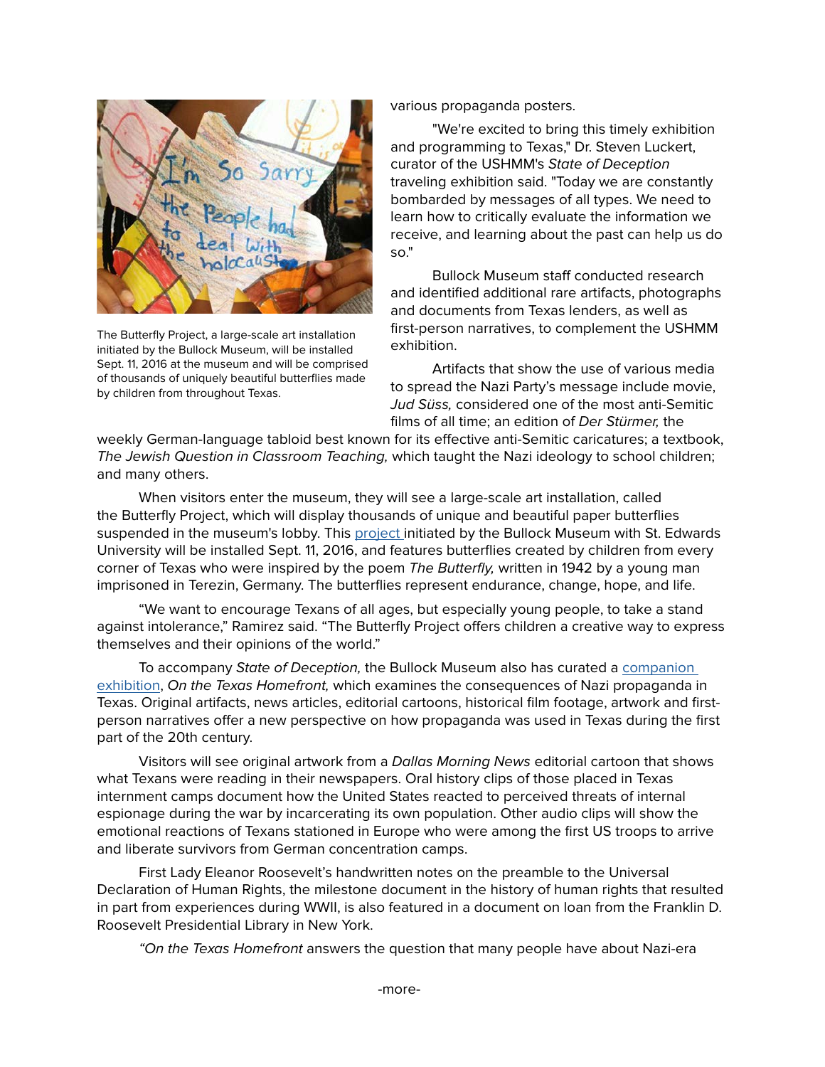various propaganda posters.

"We're excited to bring this timely exhibition and programming to Texas," Dr. Steven Luckert, curator of the USHMM's *State of Deception* traveling exhibition said. "Today we are constantly bombarded by messages of all types. We need to learn how to critically evaluate the information we receive, and learning about the past can help us do so."

Bullock Museum staff conducted research and identified additional rare artifacts, photographs and documents from Texas lenders, as well as first-person narratives, to complement the USHMM exhibition.

Artifacts that show the use of various media to spread the Nazi Party's message include movie, *Jud Süss,* considered one of the most anti-Semitic films of all time; an edition of *Der Stürmer,* the weekly German-language tabloid best known for its effective anti-Semitic caricatures; a textbook, *The Jewish Question in Classroom Teaching,* which taught the Nazi ideology to school children; and many others.

The Butterfly Project, a large-scale art installation initiated by the Bullock Museum, will be installed Sept. 11, 2016 at the museum and will be comprised of thousands of uniquely beautiful butterflies made by children from throughout Texas.

When visitors enter the museum, they will see a large-scale art installation, called the Butterfly Project, which will display thousands of unique and beautiful paper butterflies suspended in the museum's lobby. This project initiated by the Bullock Museum with St. Edwards University will be installed Sept. 11, 2016, and features butterflies created by children from every corner of Texas who were inspired by the poem *The Butterfly,* written in 1942 by a young man imprisoned in Terezin, Germany. The butterflies represent endurance, change, hope, and life.

"We want to encourage Texans of all ages, but especially young people, to take a stand against intolerance," Ramirez said. "The Butterfly Project offers children a creative way to express themselves and their opinions of the world."

To accompany *State of Deception,* the Bullock Museum also has curated a companion exhibition, *On the Texas Homefront,* which examines the consequences of Nazi propaganda in Texas. Original artifacts, news articles, editorial cartoons, historical film footage, artwork and first-person narratives offer a new perspective on how propaganda was used in Texas during the first part of the 20th century.

Visitors will see original artwork from a *Dallas Morning News* editorial cartoon that shows what Texans were reading in their newspapers. Oral history clips of those placed in Texas internment camps document how the United States reacted to perceived threats of internal espionage during the war by incarcerating its own population. Other audio clips will show the emotional reactions of Texans stationed in Europe who were among the first US troops to arrive and liberate survivors from German concentration camps.

First Lady Eleanor Roosevelt's handwritten notes on the preamble to the Universal Declaration of Human Rights, the milestone document in the history of human rights that resulted in part from experiences during WWII, is also featured in a document on loan from the Franklin D. Roosevelt Presidential Library in New York.

*"On the Texas Homefront* answers the question that many people have about Nazi-era

-more-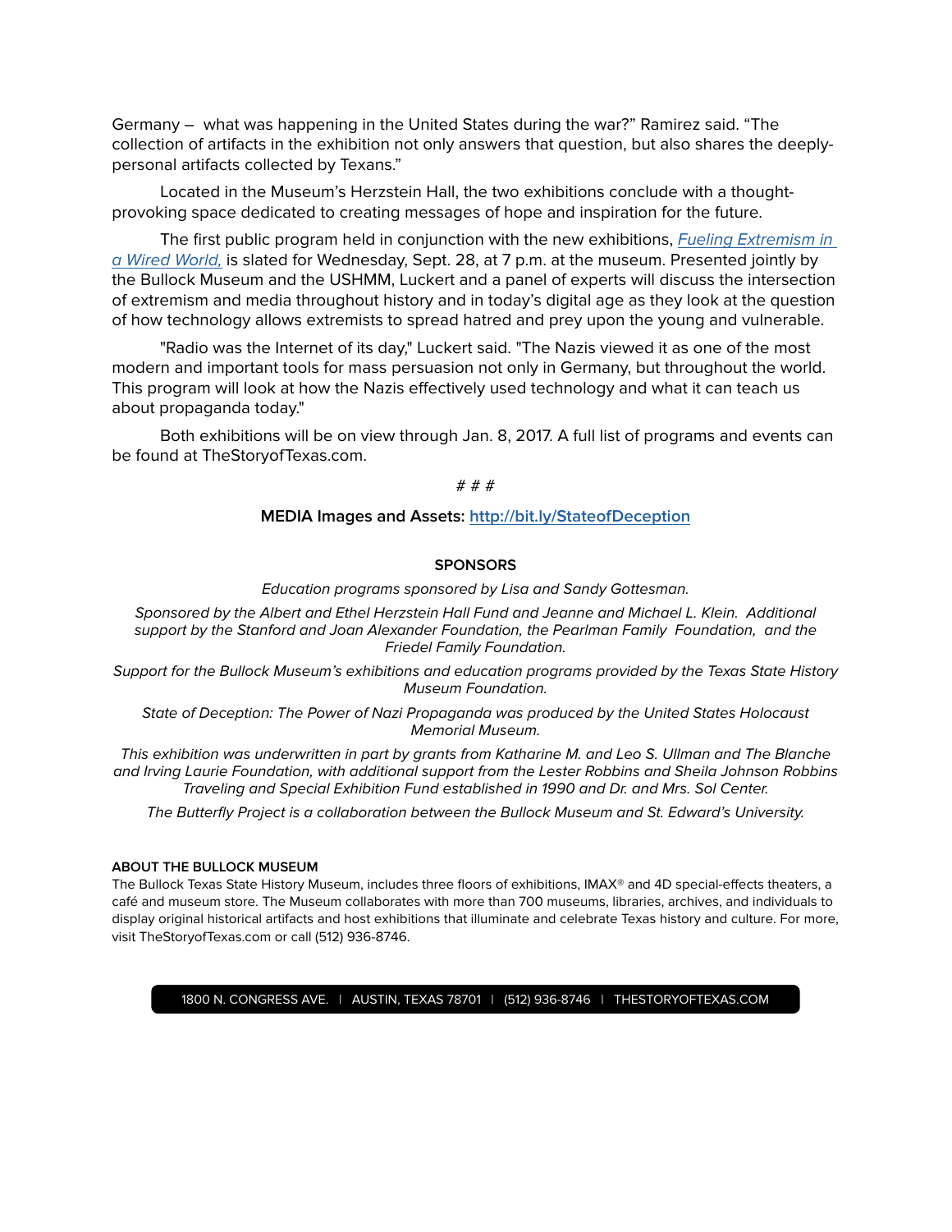Germany – what was happening in the United States during the war?" Ramirez said. "The collection of artifacts in the exhibition not only answers that question, but also shares the deeply-personal artifacts collected by Texans."

Located in the Museum's Herzstein Hall, the two exhibitions conclude with a thought-provoking space dedicated to creating messages of hope and inspiration for the future.

The first public program held in conjunction with the new exhibitions, *Fueling Extremism in a Wired World,* is slated for Wednesday, Sept. 28, at 7 p.m. at the museum. Presented jointly by the Bullock Museum and the USHMM, Luckert and a panel of experts will discuss the intersection of extremism and media throughout history and in today's digital age as they look at the question of how technology allows extremists to spread hatred and prey upon the young and vulnerable.

"Radio was the Internet of its day," Luckert said. "The Nazis viewed it as one of the most modern and important tools for mass persuasion not only in Germany, but throughout the world. This program will look at how the Nazis effectively used technology and what it can teach us about propaganda today."

Both exhibitions will be on view through Jan. 8, 2017. A full list of programs and events can be found at TheStoryofTexas.com.

*# # #*

**MEDIA Images and Assets: http://bit.ly/StateofDeception**

**SPONSORS**

*Education programs sponsored by Lisa and Sandy Gottesman.*

*Sponsored by the Albert and Ethel Herzstein Hall Fund and Jeanne and Michael L. Klein. Additional support by the Stanford and Joan Alexander Foundation, the Pearlman Family Foundation, and the Friedel Family Foundation.*

*Support for the Bullock Museum's exhibitions and education programs provided by the Texas State History Museum Foundation.*

*State of Deception: The Power of Nazi Propaganda was produced by the United States Holocaust Memorial Museum.*

*This exhibition was underwritten in part by grants from Katharine M. and Leo S. Ullman and The Blanche and Irving Laurie Foundation, with additional support from the Lester Robbins and Sheila Johnson Robbins Traveling and Special Exhibition Fund established in 1990 and Dr. and Mrs. Sol Center.*

*The Butterfly Project is a collaboration between the Bullock Museum and St. Edward's University.*

**ABOUT THE BULLOCK MUSEUM**

The Bullock Texas State History Museum, includes three floors of exhibitions, IMAX® and 4D special-effects theaters, a café and museum store. The Museum collaborates with more than 700 museums, libraries, archives, and individuals to display original historical artifacts and host exhibitions that illuminate and celebrate Texas history and culture. For more, visit TheStoryofTexas.com or call (512) 936-8746.

1800 N. CONGRESS AVE. | AUSTIN, TEXAS 78701 | (512) 936-8746 | THESTORYOFTEXAS.COM